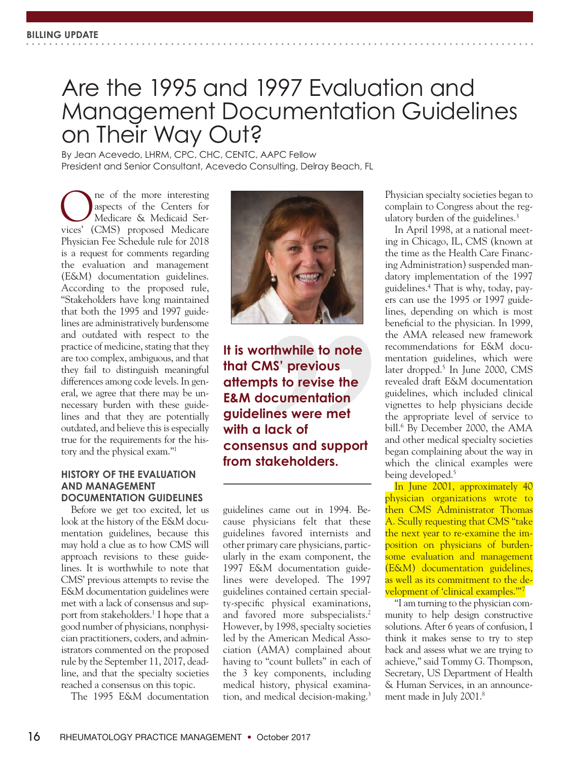BILLING UPDATE

# Are the 1995 and 1997 Evaluation and Management Documentation Guidelines on Their Way Out?

By Jean Acevedo, LHRM, CPC, CHC, CENTC, AAPC Fellow
President and Senior Consultant, Acevedo Consulting, Delray Beach, FL

One of the more interesting aspects of the Centers for Medicare & Medicaid Services' (CMS) proposed Medicare Physician Fee Schedule rule for 2018 is a request for comments regarding the evaluation and management (E&M) documentation guidelines. According to the proposed rule, "Stakeholders have long maintained that both the 1995 and 1997 guidelines are administratively burdensome and outdated with respect to the practice of medicine, stating that they are too complex, ambiguous, and that they fail to distinguish meaningful differences among code levels. In general, we agree that there may be unnecessary burden with these guidelines and that they are potentially outdated, and believe this is especially true for the requirements for the history and the physical exam."[1]

**It is worthwhile to note that CMS' previous attempts to revise the E&M documentation guidelines were met with a lack of consensus and support from stakeholders.**

### HISTORY OF THE EVALUATION AND MANAGEMENT DOCUMENTATION GUIDELINES

Before we get too excited, let us look at the history of the E&M documentation guidelines, because this may hold a clue as to how CMS will approach revisions to these guidelines. It is worthwhile to note that CMS' previous attempts to revise the E&M documentation guidelines were met with a lack of consensus and support from stakeholders.[1] I hope that a good number of physicians, nonphysician practitioners, coders, and administrators commented on the proposed rule by the September 11, 2017, deadline, and that the specialty societies reached a consensus on this topic.

The 1995 E&M documentation guidelines came out in 1994. Because physicians felt that these guidelines favored internists and other primary care physicians, particularly in the exam component, the 1997 E&M documentation guidelines were developed. The 1997 guidelines contained certain specialty-specific physical examinations, and favored more subspecialists.[2] However, by 1998, specialty societies led by the American Medical Association (AMA) complained about having to "count bullets" in each of the 3 key components, including medical history, physical examination, and medical decision-making.[3] Physician specialty societies began to complain to Congress about the regulatory burden of the guidelines.[3]

In April 1998, at a national meeting in Chicago, IL, CMS (known at the time as the Health Care Financing Administration) suspended mandatory implementation of the 1997 guidelines.[4] That is why, today, payers can use the 1995 or 1997 guidelines, depending on which is most beneficial to the physician. In 1999, the AMA released new framework recommendations for E&M documentation guidelines, which were later dropped.[5] In June 2000, CMS revealed draft E&M documentation guidelines, which included clinical vignettes to help physicians decide the appropriate level of service to bill.[6] By December 2000, the AMA and other medical specialty societies began complaining about the way in which the clinical examples were being developed.[5]

In June 2001, approximately 40 physician organizations wrote to then CMS Administrator Thomas A. Scully requesting that CMS "take the next year to re-examine the imposition on physicians of burdensome evaluation and management (E&M) documentation guidelines, as well as its commitment to the development of 'clinical examples.'"[7]

"I am turning to the physician community to help design constructive solutions. After 6 years of confusion, I think it makes sense to try to step back and assess what we are trying to achieve," said Tommy G. Thompson, Secretary, US Department of Health & Human Services, in an announcement made in July 2001.[8]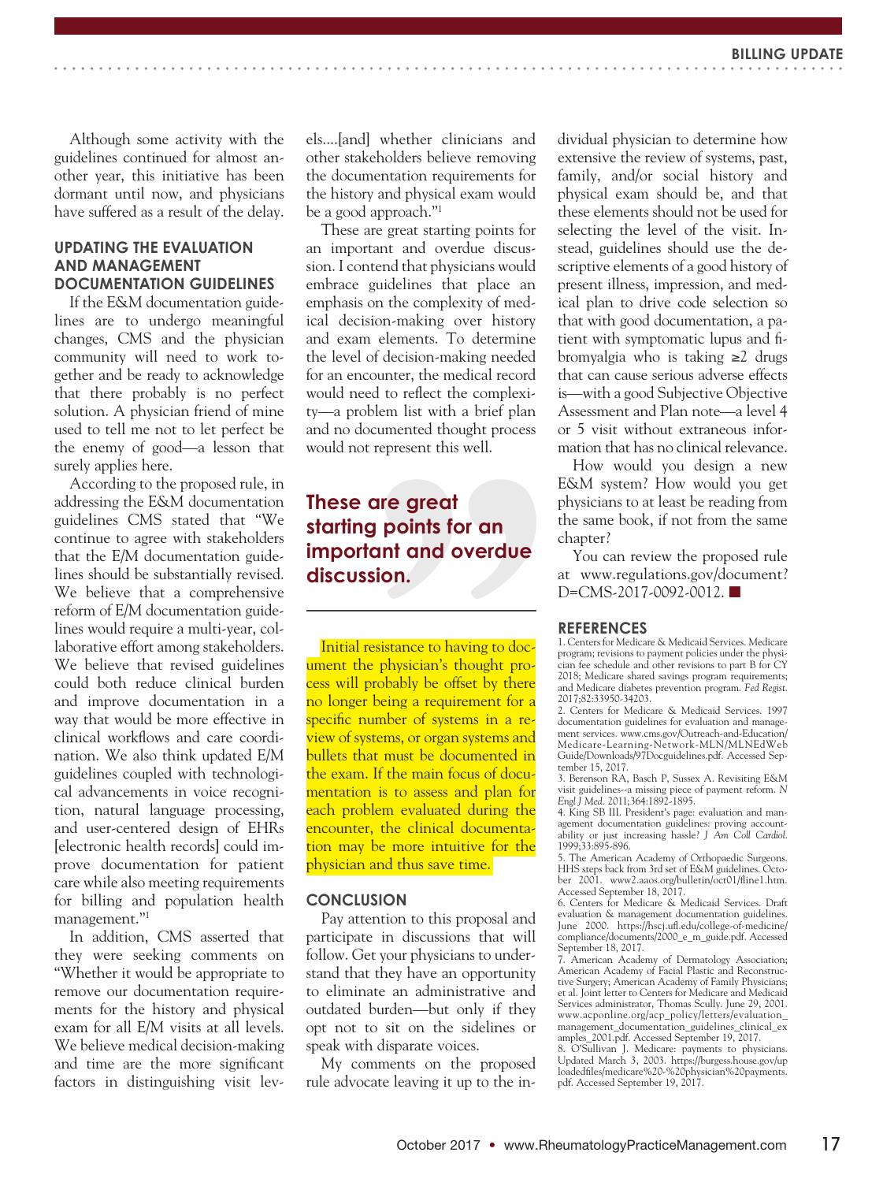Although some activity with the guidelines continued for almost another year, this initiative has been dormant until now, and physicians have suffered as a result of the delay.

### UPDATING THE EVALUATION AND MANAGEMENT DOCUMENTATION GUIDELINES

If the E&M documentation guidelines are to undergo meaningful changes, CMS and the physician community will need to work together and be ready to acknowledge that there probably is no perfect solution. A physician friend of mine used to tell me not to let perfect be the enemy of good—a lesson that surely applies here.

According to the proposed rule, in addressing the E&M documentation guidelines CMS stated that "We continue to agree with stakeholders that the E/M documentation guidelines should be substantially revised. We believe that a comprehensive reform of E/M documentation guidelines would require a multi-year, collaborative effort among stakeholders. We believe that revised guidelines could both reduce clinical burden and improve documentation in a way that would be more effective in clinical workflows and care coordination. We also think updated E/M guidelines coupled with technological advancements in voice recognition, natural language processing, and user-centered design of EHRs [electronic health records] could improve documentation for patient care while also meeting requirements for billing and population health management."[1]

In addition, CMS asserted that they were seeking comments on "Whether it would be appropriate to remove our documentation requirements for the history and physical exam for all E/M visits at all levels. We believe medical decision-making and time are the more significant factors in distinguishing visit levels....[and] whether clinicians and other stakeholders believe removing the documentation requirements for the history and physical exam would be a good approach."[1]

These are great starting points for an important and overdue discussion. I contend that physicians would embrace guidelines that place an emphasis on the complexity of medical decision-making over history and exam elements. To determine the level of decision-making needed for an encounter, the medical record would need to reflect the complexity—a problem list with a brief plan and no documented thought process would not represent this well.

**These are great starting points for an important and overdue discussion.**

Initial resistance to having to document the physician's thought process will probably be offset by there no longer being a requirement for a specific number of systems in a review of systems, or organ systems and bullets that must be documented in the exam. If the main focus of documentation is to assess and plan for each problem evaluated during the encounter, the clinical documentation may be more intuitive for the physician and thus save time.

### CONCLUSION

Pay attention to this proposal and participate in discussions that will follow. Get your physicians to understand that they have an opportunity to eliminate an administrative and outdated burden—but only if they opt not to sit on the sidelines or speak with disparate voices.

My comments on the proposed rule advocate leaving it up to the individual physician to determine how extensive the review of systems, past, family, and/or social history and physical exam should be, and that these elements should not be used for selecting the level of the visit. Instead, guidelines should use the descriptive elements of a good history of present illness, impression, and medical plan to drive code selection so that with good documentation, a patient with symptomatic lupus and fibromyalgia who is taking ≥2 drugs that can cause serious adverse effects is—with a good Subjective Objective Assessment and Plan note—a level 4 or 5 visit without extraneous information that has no clinical relevance.

How would you design a new E&M system? How would you get physicians to at least be reading from the same book, if not from the same chapter?

You can review the proposed rule at www.regulations.gov/document?D=CMS-2017-0092-0012. ■

### REFERENCES

1. Centers for Medicare & Medicaid Services. Medicare program; revisions to payment policies under the physician fee schedule and other revisions to part B for CY 2018; Medicare shared savings program requirements; and Medicare diabetes prevention program. *Fed Regist.* 2017;82:33950-34203.
2. Centers for Medicare & Medicaid Services. 1997 documentation guidelines for evaluation and management services. www.cms.gov/Outreach-and-Education/Medicare-Learning-Network-MLN/MLNEdWebGuide/Downloads/97Docguidelines.pdf. Accessed September 15, 2017.
3. Berenson RA, Basch P, Sussex A. Revisiting E&M visit guidelines--a missing piece of payment reform. *N Engl J Med.* 2011;364:1892-1895.
4. King SB III. President's page: evaluation and management documentation guidelines: proving accountability or just increasing hassle? *J Am Coll Cardiol.* 1999;33:895-896.
5. The American Academy of Orthopaedic Surgeons. HHS steps back from 3rd set of E&M guidelines. October 2001. www2.aaos.org/bulletin/oct01/fline1.htm. Accessed September 18, 2017.
6. Centers for Medicare & Medicaid Services. Draft evaluation & management documentation guidelines. June 2000. https://hscj.ufl.edu/college-of-medicine/compliance/documents/2000_e_m_guide.pdf. Accessed September 18, 2017.
7. American Academy of Dermatology Association; American Academy of Facial Plastic and Reconstructive Surgery; American Academy of Family Physicians; et al. Joint letter to Centers for Medicare and Medicaid Services administrator, Thomas Scully. June 29, 2001. www.acponline.org/acp_policy/letters/evaluation_management_documentation_guidelines_clinical_examples_2001.pdf. Accessed September 19, 2017.
8. O'Sullivan J. Medicare: payments to physicians. Updated March 3, 2003. https://burgess.house.gov/uploadedfiles/medicare%20-%20physician%20payments.pdf. Accessed September 19, 2017.